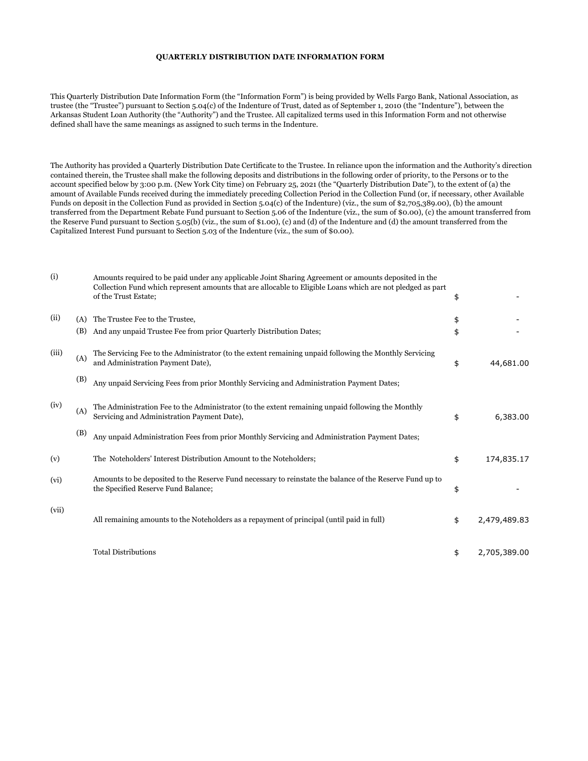# QUARTERLY DISTRIBUTION DATE INFORMATION FORM

This Quarterly Distribution Date Information Form (the "Information Form") is being provided by Wells Fargo Bank, National Association, as trustee (the "Trustee") pursuant to Section 5.04(c) of the Indenture of Trust, dated as of September 1, 2010 (the "Indenture"), between the Arkansas Student Loan Authority (the "Authority") and the Trustee. All capitalized terms used in this Information Form and not otherwise defined shall have the same meanings as assigned to such terms in the Indenture.

The Authority has provided a Quarterly Distribution Date Certificate to the Trustee. In reliance upon the information and the Authority's direction contained therein, the Trustee shall make the following deposits and distributions in the following order of priority, to the Persons or to the account specified below by 3:00 p.m. (New York City time) on February 25, 2021 (the "Quarterly Distribution Date"), to the extent of (a) the amount of Available Funds received during the immediately preceding Collection Period in the Collection Fund (or, if necessary, other Available Funds on deposit in the Collection Fund as provided in Section 5.04(c) of the Indenture) (viz., the sum of $2,705,389.00), (b) the amount transferred from the Department Rebate Fund pursuant to Section 5.06 of the Indenture (viz., the sum of $0.00), (c) the amount transferred from the Reserve Fund pursuant to Section 5.05(b) (viz., the sum of $1.00), (c) and (d) of the Indenture and (d) the amount transferred from the Capitalized Interest Fund pursuant to Section 5.03 of the Indenture (viz., the sum of $0.00).

| | | | | |
|---|---|---|---|---|
| (i) | | Amounts required to be paid under any applicable Joint Sharing Agreement or amounts deposited in the Collection Fund which represent amounts that are allocable to Eligible Loans which are not pledged as part of the Trust Estate; | $ | - |
| (ii) | (A) | The Trustee Fee to the Trustee, | $ | - |
| | (B) | And any unpaid Trustee Fee from prior Quarterly Distribution Dates; | $ | - |
| (iii) | (A) | The Servicing Fee to the Administrator (to the extent remaining unpaid following the Monthly Servicing and Administration Payment Date), | $ | 44,681.00 |
| | (B) | Any unpaid Servicing Fees from prior Monthly Servicing and Administration Payment Dates; | | |
| (iv) | (A) | The Administration Fee to the Administrator (to the extent remaining unpaid following the Monthly Servicing and Administration Payment Date), | $ | 6,383.00 |
| | (B) | Any unpaid Administration Fees from prior Monthly Servicing and Administration Payment Dates; | | |
| (v) | | The Noteholders' Interest Distribution Amount to the Noteholders; | $ | 174,835.17 |
| (vi) | | Amounts to be deposited to the Reserve Fund necessary to reinstate the balance of the Reserve Fund up to the Specified Reserve Fund Balance; | $ | - |
| (vii) | | All remaining amounts to the Noteholders as a repayment of principal (until paid in full) | $ | 2,479,489.83 |
| | | Total Distributions | $ | 2,705,389.00 |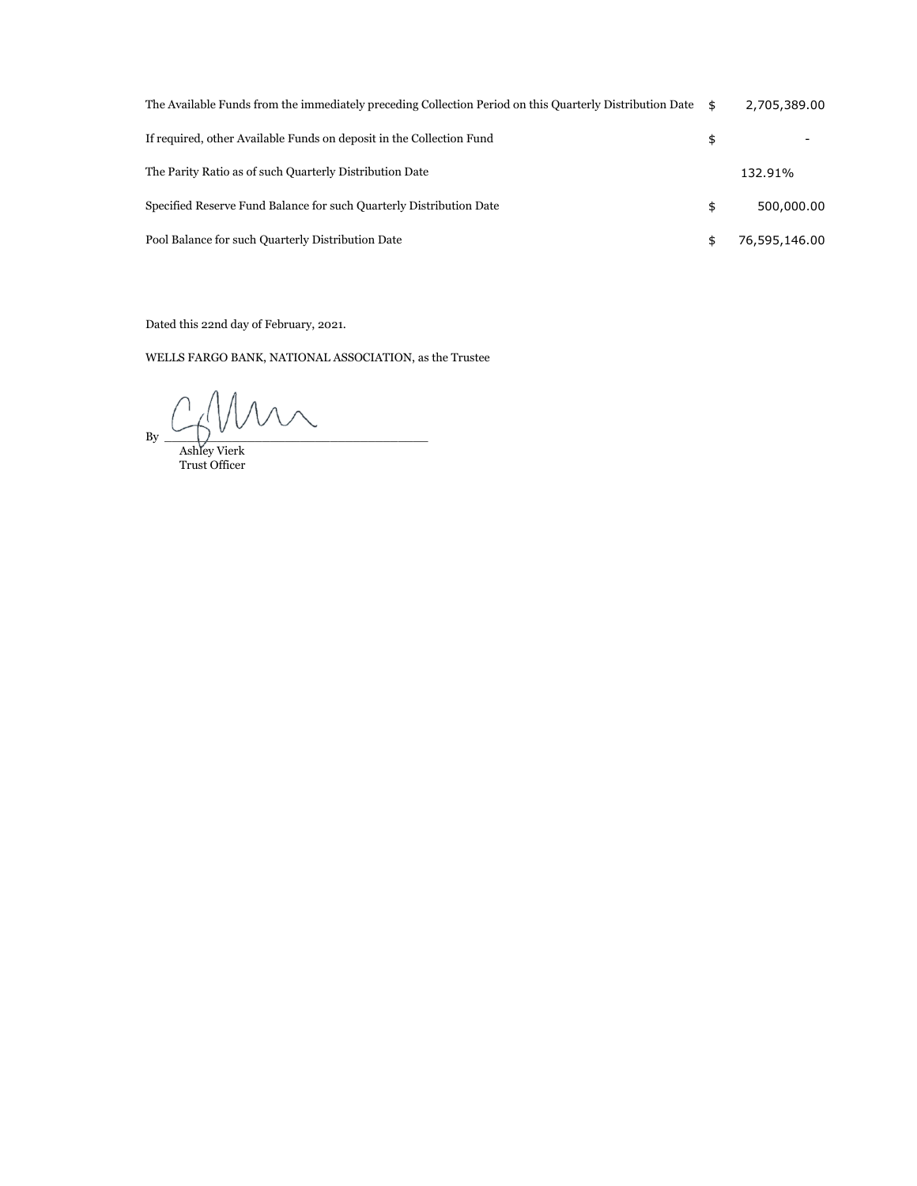| | | |
|---|---|---|
| The Available Funds from the immediately preceding Collection Period on this Quarterly Distribution Date | $ | 2,705,389.00 |
| If required, other Available Funds on deposit in the Collection Fund | $ | - |
| The Parity Ratio as of such Quarterly Distribution Date | | 132.91% |
| Specified Reserve Fund Balance for such Quarterly Distribution Date | $ | 500,000.00 |
| Pool Balance for such Quarterly Distribution Date | $ | 76,595,146.00 |

Dated this 22nd day of February, 2021.

WELLS FARGO BANK, NATIONAL ASSOCIATION, as the Trustee

By ________________________________

Ashley Vierk
Trust Officer